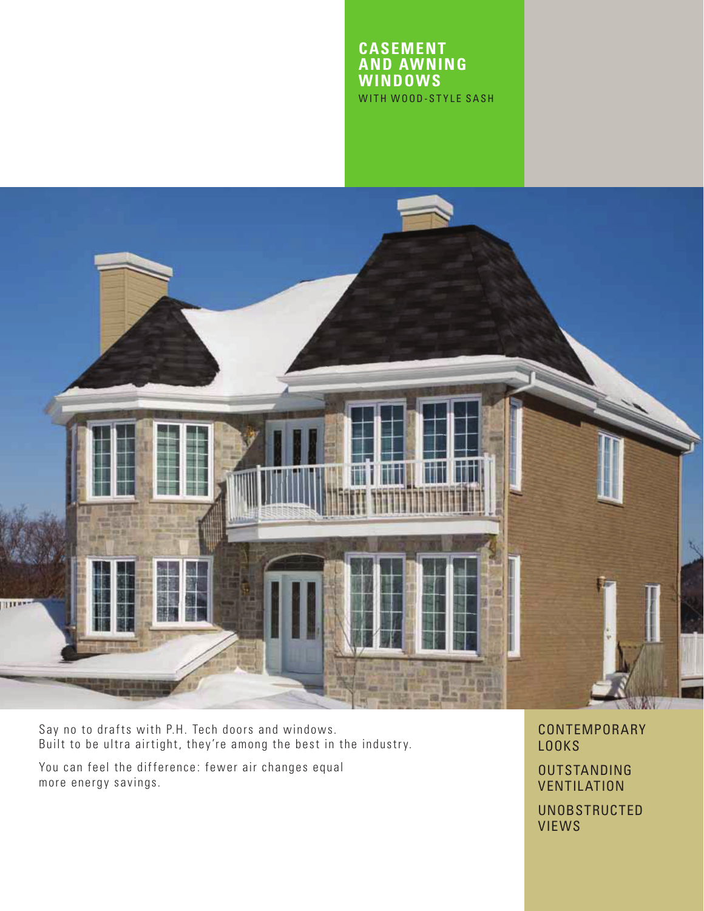# CASEMENT AND AWNING WINDOWS

WITH WOOD-STYLE SASH

Say no to drafts with P.H. Tech doors and windows.
Built to be ultra airtight, they're among the best in the industry.

You can feel the difference: fewer air changes equal more energy savings.

CONTEMPORARY LOOKS

OUTSTANDING VENTILATION

UNOBSTRUCTED VIEWS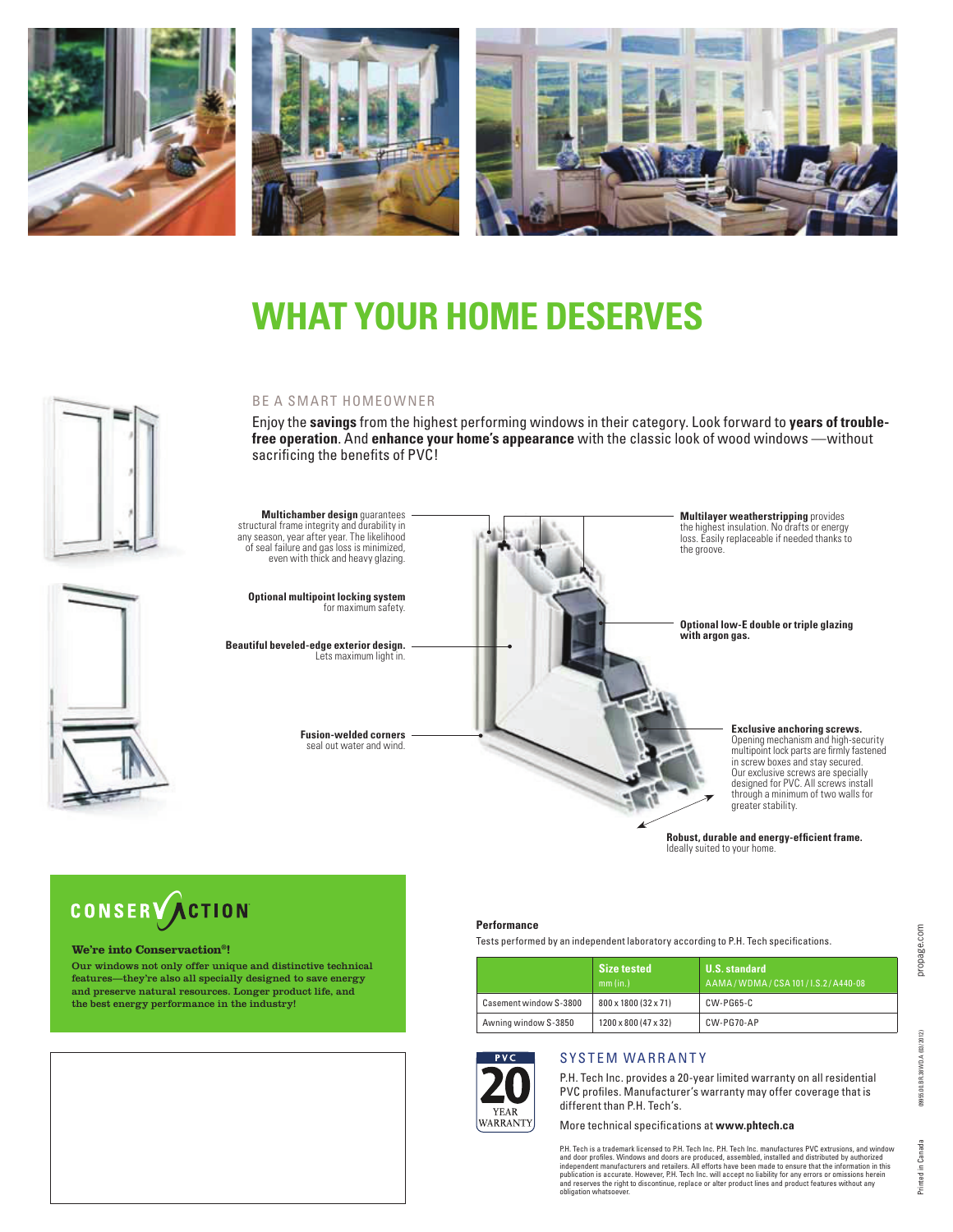# WHAT YOUR HOME DESERVES

## BE A SMART HOMEOWNER

Enjoy the **savings** from the highest performing windows in their category. Look forward to **years of trouble-free operation**. And **enhance your home's appearance** with the classic look of wood windows —without sacrificing the benefits of PVC!

**Multichamber design** guarantees structural frame integrity and durability in any season, year after year. The likelihood of seal failure and gas loss is minimized, even with thick and heavy glazing.

**Optional multipoint locking system** for maximum safety.

**Beautiful beveled-edge exterior design.** Lets maximum light in.

**Fusion-welded corners** seal out water and wind.

**Multilayer weatherstripping** provides the highest insulation. No drafts or energy loss. Easily replaceable if needed thanks to the groove.

**Optional low-E double or triple glazing with argon gas.**

**Exclusive anchoring screws.** Opening mechanism and high-security multipoint lock parts are firmly fastened in screw boxes and stay secured. Our exclusive screws are specially designed for PVC. All screws install through a minimum of two walls for greater stability.

**Robust, durable and energy-efficient frame.** Ideally suited to your home.

CONSERVACTION

**We're into Conservaction®!**

**Our windows not only offer unique and distinctive technical features—they're also all specially designed to save energy and preserve natural resources. Longer product life, and the best energy performance in the industry!**

**Performance**

Tests performed by an independent laboratory according to P.H. Tech specifications.

| | Size tested mm (in.) | U.S. standard AAMA / WDMA / CSA 101 / I.S.2 / A440-08 |
|---|---|---|
| Casement window S-3800 | 800 x 1800 (32 x 71) | CW-PG65-C |
| Awning window S-3850 | 1200 x 800 (47 x 32) | CW-PG70-AP |

PVC 20 YEAR WARRANTY

## SYSTEM WARRANTY

P.H. Tech Inc. provides a 20-year limited warranty on all residential PVC profiles. Manufacturer's warranty may offer coverage that is different than P.H. Tech's.

More technical specifications at **www.phtech.ca**

P.H. Tech is a trademark licensed to P.H. Tech Inc. P.H. Tech Inc. manufactures PVC extrusions, and window and door profiles. Windows and doors are produced, assembled, installed and distributed by authorized independent manufacturers and retailers. All efforts have been made to ensure that the information in this publication is accurate. However, P.H. Tech Inc. will accept no liability for any errors or omissions herein and reserves the right to discontinue, replace or alter product lines and product features without any obligation whatsoever.

propage.com

Printed in Canada